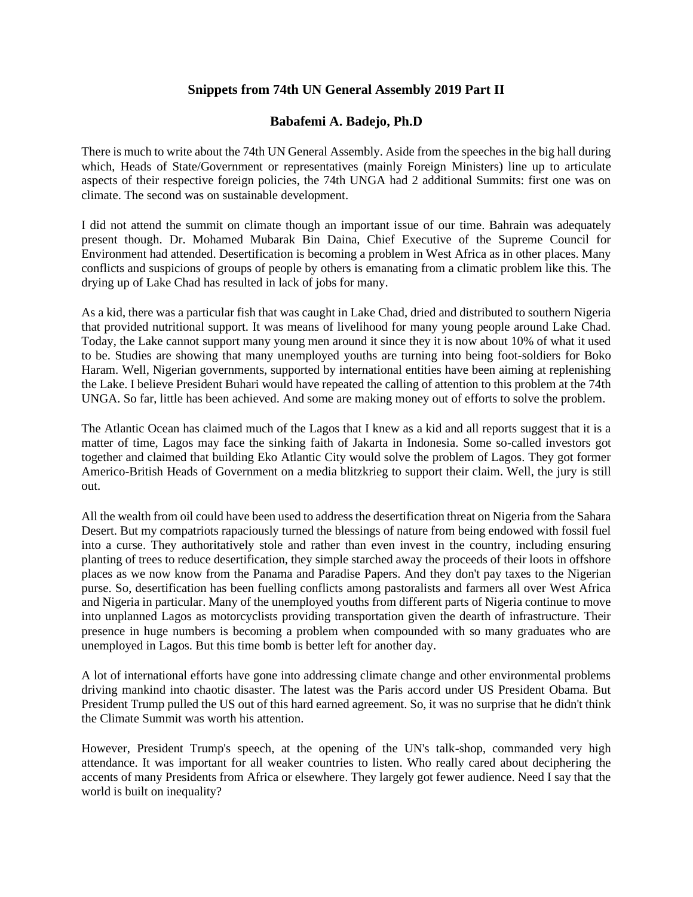# Snippets from 74th UN General Assembly 2019 Part II

## Babafemi A. Badejo, Ph.D

There is much to write about the 74th UN General Assembly. Aside from the speeches in the big hall during which, Heads of State/Government or representatives (mainly Foreign Ministers) line up to articulate aspects of their respective foreign policies, the 74th UNGA had 2 additional Summits: first one was on climate. The second was on sustainable development.

I did not attend the summit on climate though an important issue of our time. Bahrain was adequately present though. Dr. Mohamed Mubarak Bin Daina, Chief Executive of the Supreme Council for Environment had attended. Desertification is becoming a problem in West Africa as in other places. Many conflicts and suspicions of groups of people by others is emanating from a climatic problem like this. The drying up of Lake Chad has resulted in lack of jobs for many.

As a kid, there was a particular fish that was caught in Lake Chad, dried and distributed to southern Nigeria that provided nutritional support. It was means of livelihood for many young people around Lake Chad. Today, the Lake cannot support many young men around it since they it is now about 10% of what it used to be. Studies are showing that many unemployed youths are turning into being foot-soldiers for Boko Haram. Well, Nigerian governments, supported by international entities have been aiming at replenishing the Lake. I believe President Buhari would have repeated the calling of attention to this problem at the 74th UNGA. So far, little has been achieved. And some are making money out of efforts to solve the problem.

The Atlantic Ocean has claimed much of the Lagos that I knew as a kid and all reports suggest that it is a matter of time, Lagos may face the sinking faith of Jakarta in Indonesia. Some so-called investors got together and claimed that building Eko Atlantic City would solve the problem of Lagos. They got former Americo-British Heads of Government on a media blitzkrieg to support their claim. Well, the jury is still out.

All the wealth from oil could have been used to address the desertification threat on Nigeria from the Sahara Desert. But my compatriots rapaciously turned the blessings of nature from being endowed with fossil fuel into a curse. They authoritatively stole and rather than even invest in the country, including ensuring planting of trees to reduce desertification, they simple starched away the proceeds of their loots in offshore places as we now know from the Panama and Paradise Papers. And they don't pay taxes to the Nigerian purse. So, desertification has been fuelling conflicts among pastoralists and farmers all over West Africa and Nigeria in particular. Many of the unemployed youths from different parts of Nigeria continue to move into unplanned Lagos as motorcyclists providing transportation given the dearth of infrastructure. Their presence in huge numbers is becoming a problem when compounded with so many graduates who are unemployed in Lagos. But this time bomb is better left for another day.

A lot of international efforts have gone into addressing climate change and other environmental problems driving mankind into chaotic disaster. The latest was the Paris accord under US President Obama. But President Trump pulled the US out of this hard earned agreement. So, it was no surprise that he didn't think the Climate Summit was worth his attention.

However, President Trump's speech, at the opening of the UN's talk-shop, commanded very high attendance. It was important for all weaker countries to listen. Who really cared about deciphering the accents of many Presidents from Africa or elsewhere. They largely got fewer audience. Need I say that the world is built on inequality?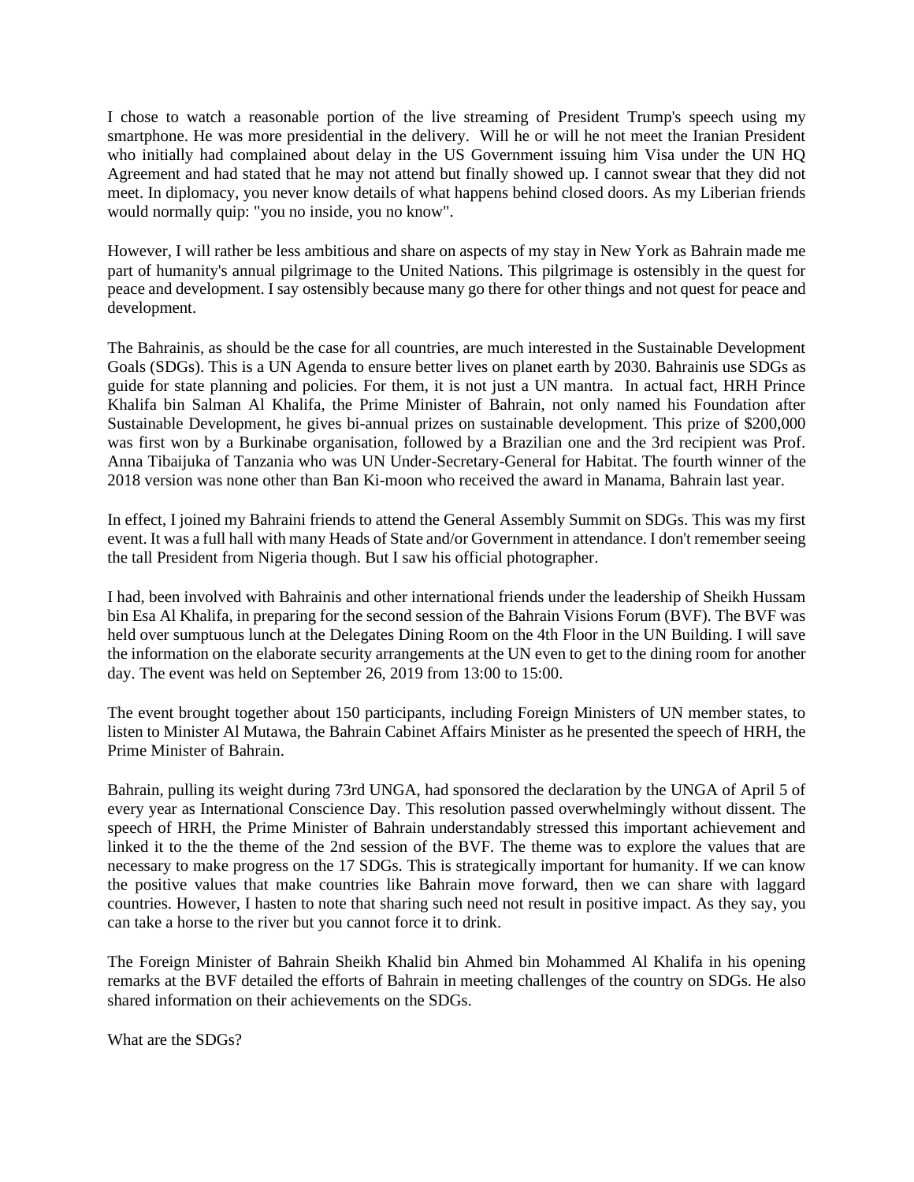I chose to watch a reasonable portion of the live streaming of President Trump's speech using my smartphone. He was more presidential in the delivery. Will he or will he not meet the Iranian President who initially had complained about delay in the US Government issuing him Visa under the UN HQ Agreement and had stated that he may not attend but finally showed up. I cannot swear that they did not meet. In diplomacy, you never know details of what happens behind closed doors. As my Liberian friends would normally quip: "you no inside, you no know".

However, I will rather be less ambitious and share on aspects of my stay in New York as Bahrain made me part of humanity's annual pilgrimage to the United Nations. This pilgrimage is ostensibly in the quest for peace and development. I say ostensibly because many go there for other things and not quest for peace and development.

The Bahrainis, as should be the case for all countries, are much interested in the Sustainable Development Goals (SDGs). This is a UN Agenda to ensure better lives on planet earth by 2030. Bahrainis use SDGs as guide for state planning and policies. For them, it is not just a UN mantra. In actual fact, HRH Prince Khalifa bin Salman Al Khalifa, the Prime Minister of Bahrain, not only named his Foundation after Sustainable Development, he gives bi-annual prizes on sustainable development. This prize of $200,000 was first won by a Burkinabe organisation, followed by a Brazilian one and the 3rd recipient was Prof. Anna Tibaijuka of Tanzania who was UN Under-Secretary-General for Habitat. The fourth winner of the 2018 version was none other than Ban Ki-moon who received the award in Manama, Bahrain last year.

In effect, I joined my Bahraini friends to attend the General Assembly Summit on SDGs. This was my first event. It was a full hall with many Heads of State and/or Government in attendance. I don't remember seeing the tall President from Nigeria though. But I saw his official photographer.

I had, been involved with Bahrainis and other international friends under the leadership of Sheikh Hussam bin Esa Al Khalifa, in preparing for the second session of the Bahrain Visions Forum (BVF). The BVF was held over sumptuous lunch at the Delegates Dining Room on the 4th Floor in the UN Building. I will save the information on the elaborate security arrangements at the UN even to get to the dining room for another day. The event was held on September 26, 2019 from 13:00 to 15:00.

The event brought together about 150 participants, including Foreign Ministers of UN member states, to listen to Minister Al Mutawa, the Bahrain Cabinet Affairs Minister as he presented the speech of HRH, the Prime Minister of Bahrain.

Bahrain, pulling its weight during 73rd UNGA, had sponsored the declaration by the UNGA of April 5 of every year as International Conscience Day. This resolution passed overwhelmingly without dissent. The speech of HRH, the Prime Minister of Bahrain understandably stressed this important achievement and linked it to the the theme of the 2nd session of the BVF. The theme was to explore the values that are necessary to make progress on the 17 SDGs. This is strategically important for humanity. If we can know the positive values that make countries like Bahrain move forward, then we can share with laggard countries. However, I hasten to note that sharing such need not result in positive impact. As they say, you can take a horse to the river but you cannot force it to drink.

The Foreign Minister of Bahrain Sheikh Khalid bin Ahmed bin Mohammed Al Khalifa in his opening remarks at the BVF detailed the efforts of Bahrain in meeting challenges of the country on SDGs. He also shared information on their achievements on the SDGs.

What are the SDGs?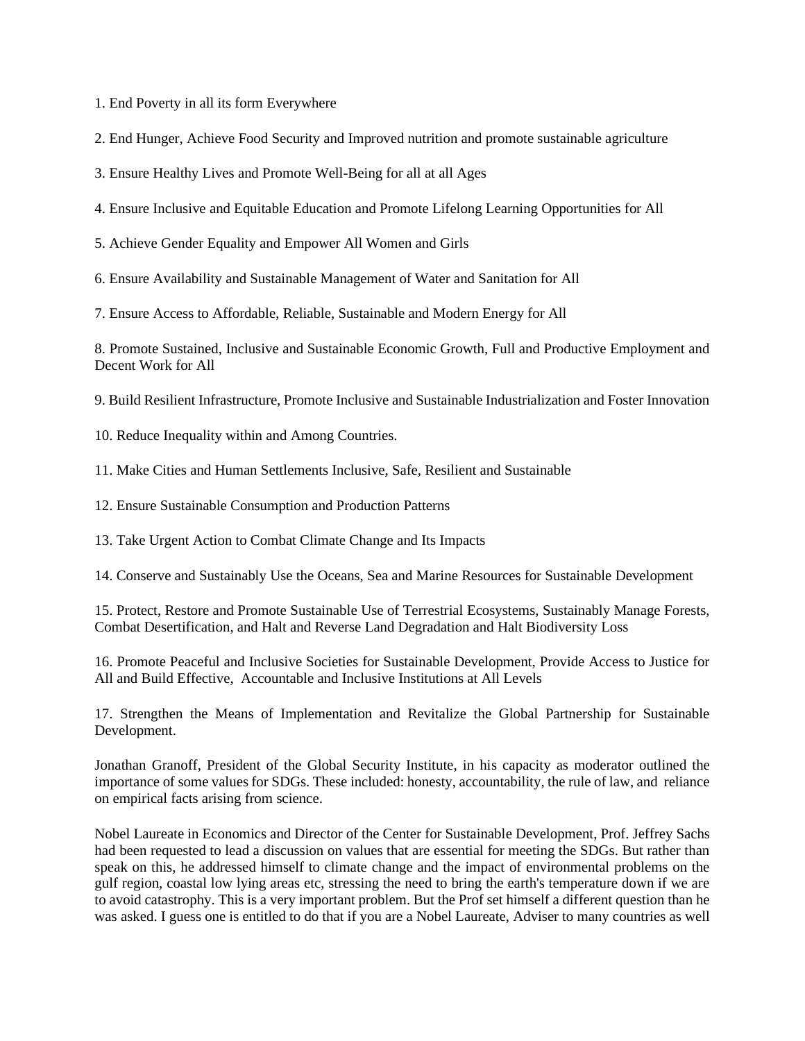1. End Poverty in all its form Everywhere

2. End Hunger, Achieve Food Security and Improved nutrition and promote sustainable agriculture

3. Ensure Healthy Lives and Promote Well-Being for all at all Ages

4. Ensure Inclusive and Equitable Education and Promote Lifelong Learning Opportunities for All

5. Achieve Gender Equality and Empower All Women and Girls

6. Ensure Availability and Sustainable Management of Water and Sanitation for All

7. Ensure Access to Affordable, Reliable, Sustainable and Modern Energy for All

8. Promote Sustained, Inclusive and Sustainable Economic Growth, Full and Productive Employment and Decent Work for All

9. Build Resilient Infrastructure, Promote Inclusive and Sustainable Industrialization and Foster Innovation

10. Reduce Inequality within and Among Countries.

11. Make Cities and Human Settlements Inclusive, Safe, Resilient and Sustainable

12. Ensure Sustainable Consumption and Production Patterns

13. Take Urgent Action to Combat Climate Change and Its Impacts

14. Conserve and Sustainably Use the Oceans, Sea and Marine Resources for Sustainable Development

15. Protect, Restore and Promote Sustainable Use of Terrestrial Ecosystems, Sustainably Manage Forests, Combat Desertification, and Halt and Reverse Land Degradation and Halt Biodiversity Loss

16. Promote Peaceful and Inclusive Societies for Sustainable Development, Provide Access to Justice for All and Build Effective, Accountable and Inclusive Institutions at All Levels

17. Strengthen the Means of Implementation and Revitalize the Global Partnership for Sustainable Development.

Jonathan Granoff, President of the Global Security Institute, in his capacity as moderator outlined the importance of some values for SDGs. These included: honesty, accountability, the rule of law, and reliance on empirical facts arising from science.

Nobel Laureate in Economics and Director of the Center for Sustainable Development, Prof. Jeffrey Sachs had been requested to lead a discussion on values that are essential for meeting the SDGs. But rather than speak on this, he addressed himself to climate change and the impact of environmental problems on the gulf region, coastal low lying areas etc, stressing the need to bring the earth's temperature down if we are to avoid catastrophy. This is a very important problem. But the Prof set himself a different question than he was asked. I guess one is entitled to do that if you are a Nobel Laureate, Adviser to many countries as well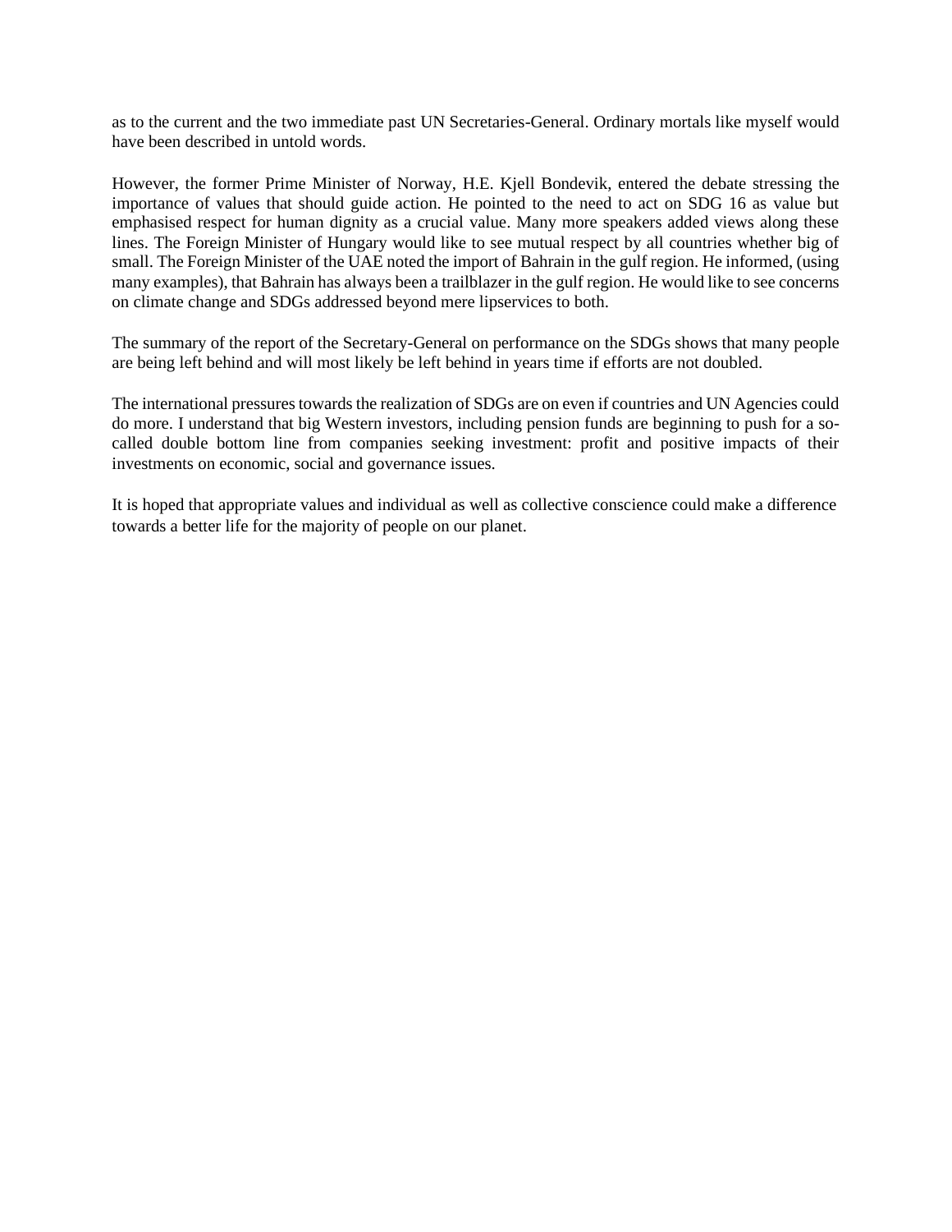as to the current and the two immediate past UN Secretaries-General. Ordinary mortals like myself would have been described in untold words.

However, the former Prime Minister of Norway, H.E. Kjell Bondevik, entered the debate stressing the importance of values that should guide action. He pointed to the need to act on SDG 16 as value but emphasised respect for human dignity as a crucial value. Many more speakers added views along these lines. The Foreign Minister of Hungary would like to see mutual respect by all countries whether big of small. The Foreign Minister of the UAE noted the import of Bahrain in the gulf region. He informed, (using many examples), that Bahrain has always been a trailblazer in the gulf region. He would like to see concerns on climate change and SDGs addressed beyond mere lipservices to both.

The summary of the report of the Secretary-General on performance on the SDGs shows that many people are being left behind and will most likely be left behind in years time if efforts are not doubled.

The international pressures towards the realization of SDGs are on even if countries and UN Agencies could do more. I understand that big Western investors, including pension funds are beginning to push for a so-called double bottom line from companies seeking investment: profit and positive impacts of their investments on economic, social and governance issues.

It is hoped that appropriate values and individual as well as collective conscience could make a difference towards a better life for the majority of people on our planet.